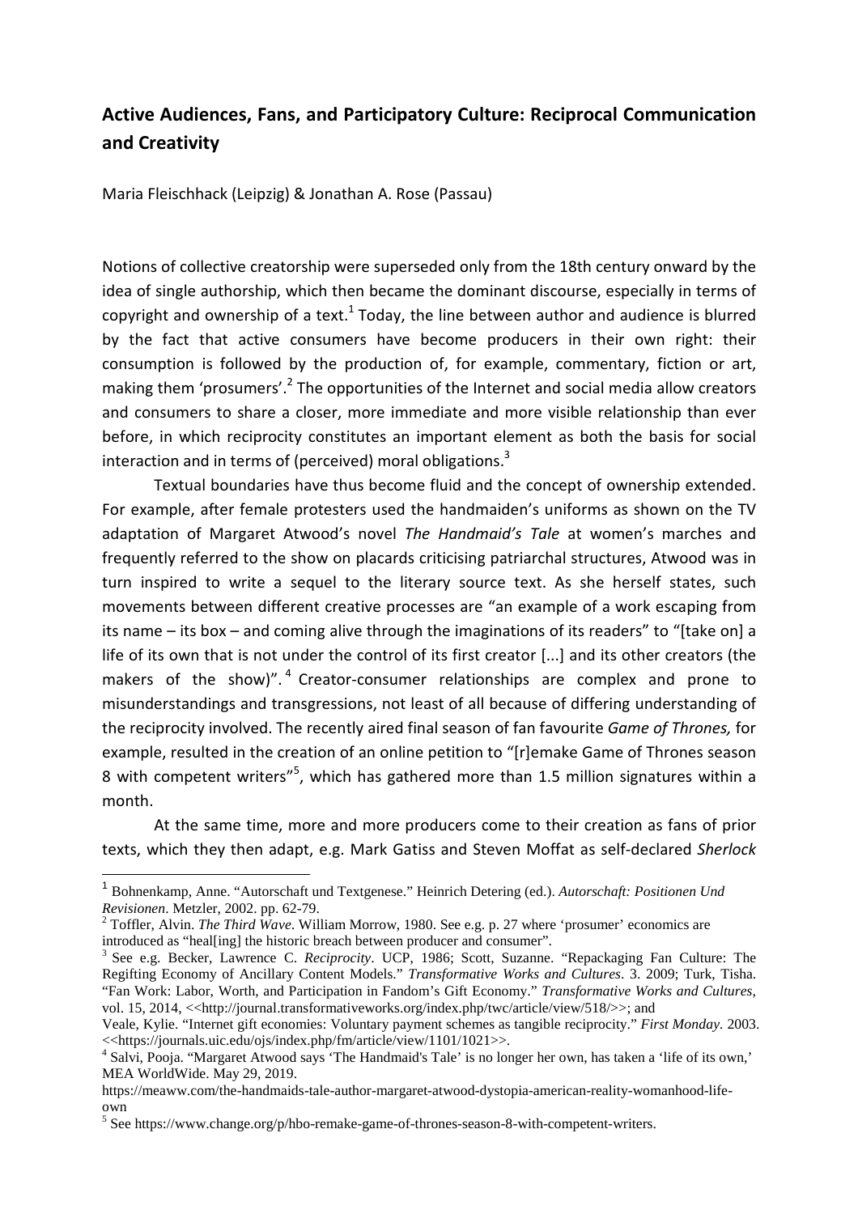## Active Audiences, Fans, and Participatory Culture: Reciprocal Communication and Creativity

Maria Fleischhack (Leipzig) & Jonathan A. Rose (Passau)

Notions of collective creatorship were superseded only from the 18th century onward by the idea of single authorship, which then became the dominant discourse, especially in terms of copyright and ownership of a text.[1] Today, the line between author and audience is blurred by the fact that active consumers have become producers in their own right: their consumption is followed by the production of, for example, commentary, fiction or art, making them 'prosumers'.[2] The opportunities of the Internet and social media allow creators and consumers to share a closer, more immediate and more visible relationship than ever before, in which reciprocity constitutes an important element as both the basis for social interaction and in terms of (perceived) moral obligations.[3]

Textual boundaries have thus become fluid and the concept of ownership extended. For example, after female protesters used the handmaiden's uniforms as shown on the TV adaptation of Margaret Atwood's novel *The Handmaid's Tale* at women's marches and frequently referred to the show on placards criticising patriarchal structures, Atwood was in turn inspired to write a sequel to the literary source text. As she herself states, such movements between different creative processes are "an example of a work escaping from its name – its box – and coming alive through the imaginations of its readers" to "[take on] a life of its own that is not under the control of its first creator [...] and its other creators (the makers of the show)".[4] Creator-consumer relationships are complex and prone to misunderstandings and transgressions, not least of all because of differing understanding of the reciprocity involved. The recently aired final season of fan favourite *Game of Thrones,* for example, resulted in the creation of an online petition to "[r]emake Game of Thrones season 8 with competent writers"[5], which has gathered more than 1.5 million signatures within a month.

At the same time, more and more producers come to their creation as fans of prior texts, which they then adapt, e.g. Mark Gatiss and Steven Moffat as self-declared *Sherlock*

---

[1] Bohnenkamp, Anne. "Autorschaft und Textgenese." Heinrich Detering (ed.). *Autorschaft: Positionen Und Revisionen*. Metzler, 2002. pp. 62-79.

[2] Toffler, Alvin. *The Third Wave*. William Morrow, 1980. See e.g. p. 27 where 'prosumer' economics are introduced as "heal[ing] the historic breach between producer and consumer".

[3] See e.g. Becker, Lawrence C. *Reciprocity*. UCP, 1986; Scott, Suzanne. "Repackaging Fan Culture: The Regifting Economy of Ancillary Content Models." *Transformative Works and Cultures*. 3. 2009; Turk, Tisha. "Fan Work: Labor, Worth, and Participation in Fandom's Gift Economy." *Transformative Works and Cultures*, vol. 15, 2014, <<http://journal.transformativeworks.org/index.php/twc/article/view/518/>>; and Veale, Kylie. "Internet gift economies: Voluntary payment schemes as tangible reciprocity." *First Monday*. 2003. <<https://journals.uic.edu/ojs/index.php/fm/article/view/1101/1021>>.

[4] Salvi, Pooja. "Margaret Atwood says 'The Handmaid's Tale' is no longer her own, has taken a 'life of its own,' MEA WorldWide. May 29, 2019. https://meaww.com/the-handmaids-tale-author-margaret-atwood-dystopia-american-reality-womanhood-life-own

[5] See https://www.change.org/p/hbo-remake-game-of-thrones-season-8-with-competent-writers.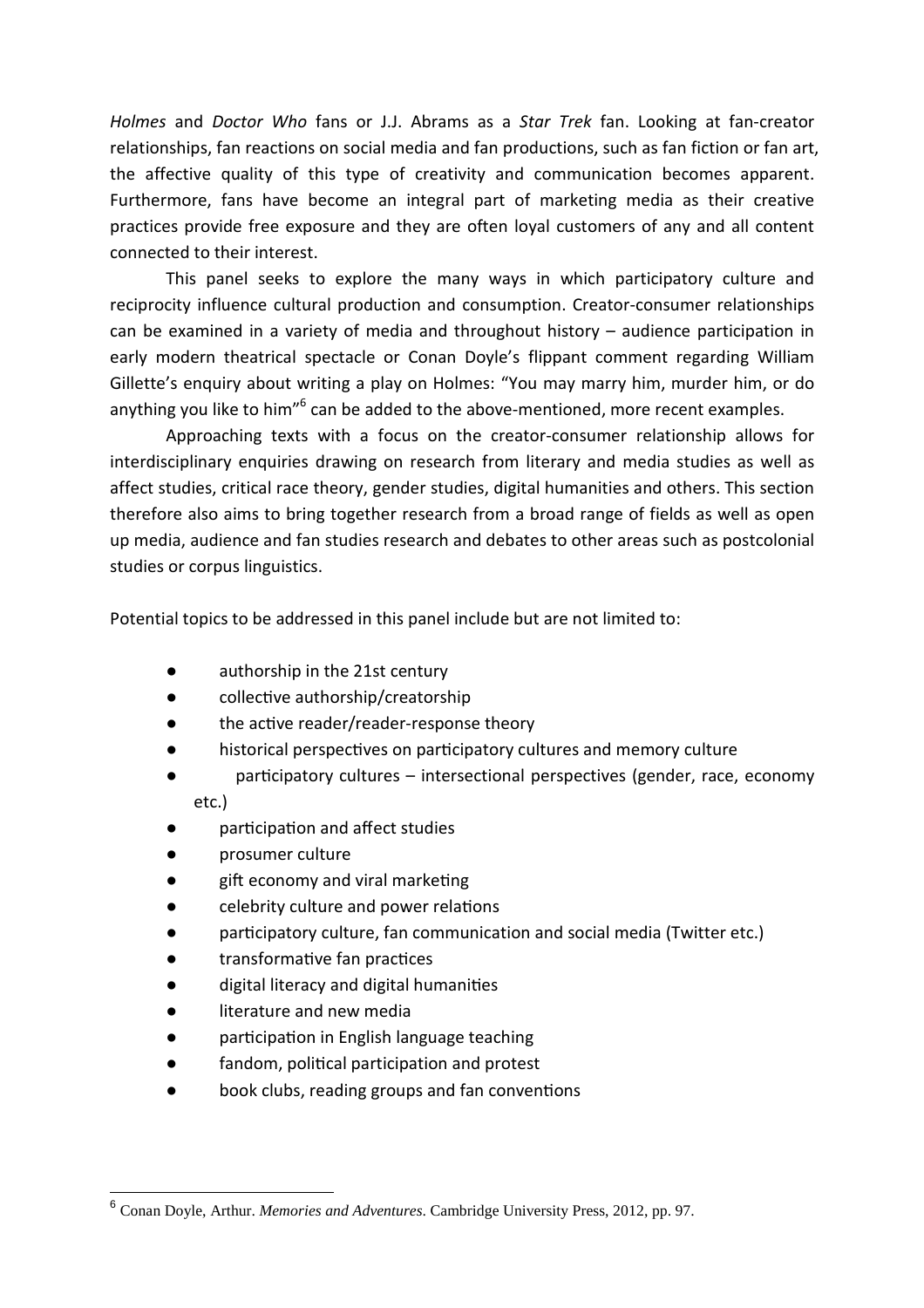*Holmes* and *Doctor Who* fans or J.J. Abrams as a *Star Trek* fan. Looking at fan-creator relationships, fan reactions on social media and fan productions, such as fan fiction or fan art, the affective quality of this type of creativity and communication becomes apparent. Furthermore, fans have become an integral part of marketing media as their creative practices provide free exposure and they are often loyal customers of any and all content connected to their interest.

This panel seeks to explore the many ways in which participatory culture and reciprocity influence cultural production and consumption. Creator-consumer relationships can be examined in a variety of media and throughout history – audience participation in early modern theatrical spectacle or Conan Doyle's flippant comment regarding William Gillette's enquiry about writing a play on Holmes: "You may marry him, murder him, or do anything you like to him"[6] can be added to the above-mentioned, more recent examples.

Approaching texts with a focus on the creator-consumer relationship allows for interdisciplinary enquiries drawing on research from literary and media studies as well as affect studies, critical race theory, gender studies, digital humanities and others. This section therefore also aims to bring together research from a broad range of fields as well as open up media, audience and fan studies research and debates to other areas such as postcolonial studies or corpus linguistics.

Potential topics to be addressed in this panel include but are not limited to:

- authorship in the 21st century
- collective authorship/creatorship
- the active reader/reader-response theory
- historical perspectives on participatory cultures and memory culture
- participatory cultures – intersectional perspectives (gender, race, economy etc.)
- participation and affect studies
- prosumer culture
- gift economy and viral marketing
- celebrity culture and power relations
- participatory culture, fan communication and social media (Twitter etc.)
- transformative fan practices
- digital literacy and digital humanities
- literature and new media
- participation in English language teaching
- fandom, political participation and protest
- book clubs, reading groups and fan conventions

---

[6] Conan Doyle, Arthur. *Memories and Adventures*. Cambridge University Press, 2012, pp. 97.